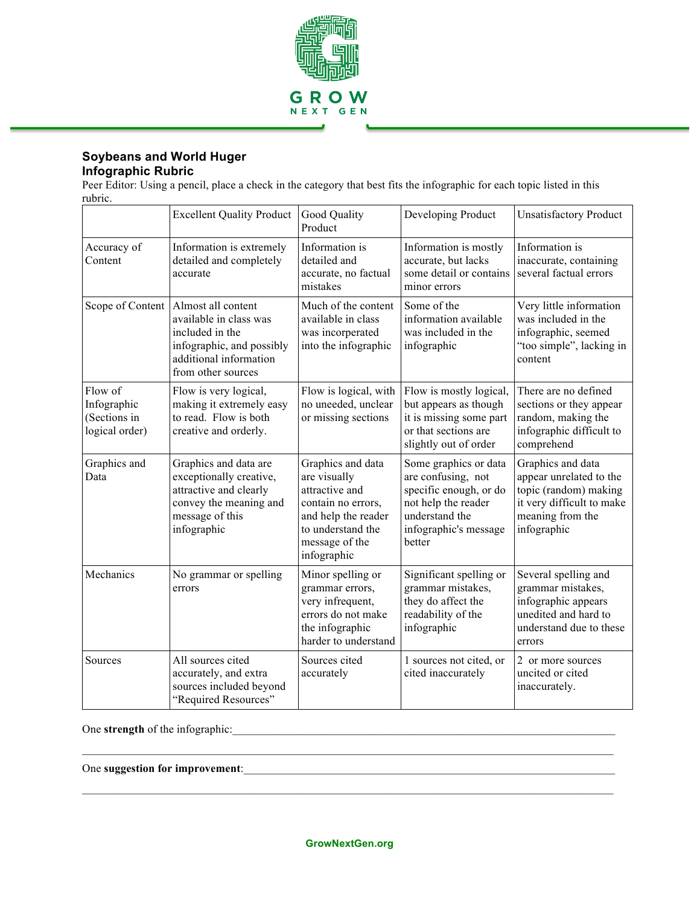GROW
NEXT GEN

**Soybeans and World Huger**
**Infographic Rubric**

Peer Editor: Using a pencil, place a check in the category that best fits the infographic for each topic listed in this rubric.

| | Excellent Quality Product | Good Quality Product | Developing Product | Unsatisfactory Product |
|---|---|---|---|---|
| Accuracy of Content | Information is extremely detailed and completely accurate | Information is detailed and accurate, no factual mistakes | Information is mostly accurate, but lacks some detail or contains minor errors | Information is inaccurate, containing several factual errors |
| Scope of Content | Almost all content available in class was included in the infographic, and possibly additional information from other sources | Much of the content available in class was incorperated into the infographic | Some of the information available was included in the infographic | Very little information was included in the infographic, seemed "too simple", lacking in content |
| Flow of Infographic (Sections in logical order) | Flow is very logical, making it extremely easy to read. Flow is both creative and orderly. | Flow is logical, with no uneeded, unclear or missing sections | Flow is mostly logical, but appears as though it is missing some part or that sections are slightly out of order | There are no defined sections or they appear random, making the infographic difficult to comprehend |
| Graphics and Data | Graphics and data are exceptionally creative, attractive and clearly convey the meaning and message of this infographic | Graphics and data are visually attractive and contain no errors, and help the reader to understand the message of the infographic | Some graphics or data are confusing, not specific enough, or do not help the reader understand the infographic's message better | Graphics and data appear unrelated to the topic (random) making it very difficult to make meaning from the infographic |
| Mechanics | No grammar or spelling errors | Minor spelling or grammar errors, very infrequent, errors do not make the infographic harder to understand | Significant spelling or grammar mistakes, they do affect the readability of the infographic | Several spelling and grammar mistakes, infographic appears unedited and hard to understand due to these errors |
| Sources | All sources cited accurately, and extra sources included beyond "Required Resources" | Sources cited accurately | 1 sources not cited, or cited inaccurately | 2 or more sources uncited or cited inaccurately. |

One **strength** of the infographic:\_\_\_\_\_\_\_\_\_\_\_\_\_\_\_\_\_\_\_\_\_\_\_\_\_\_\_\_\_\_\_\_\_\_\_\_\_\_\_\_\_\_\_\_\_\_\_\_\_\_\_\_\_\_\_\_

\_\_\_\_\_\_\_\_\_\_\_\_\_\_\_\_\_\_\_\_\_\_\_\_\_\_\_\_\_\_\_\_\_\_\_\_\_\_\_\_\_\_\_\_\_\_\_\_\_\_\_\_\_\_\_\_\_\_\_\_\_\_\_\_\_\_\_\_\_\_\_\_\_\_\_\_

One **suggestion for improvement**:\_\_\_\_\_\_\_\_\_\_\_\_\_\_\_\_\_\_\_\_\_\_\_\_\_\_\_\_\_\_\_\_\_\_\_\_\_\_\_\_\_\_\_\_\_\_\_\_\_\_\_\_\_\_

\_\_\_\_\_\_\_\_\_\_\_\_\_\_\_\_\_\_\_\_\_\_\_\_\_\_\_\_\_\_\_\_\_\_\_\_\_\_\_\_\_\_\_\_\_\_\_\_\_\_\_\_\_\_\_\_\_\_\_\_\_\_\_\_\_\_\_\_\_\_\_\_\_\_\_\_

GrowNextGen.org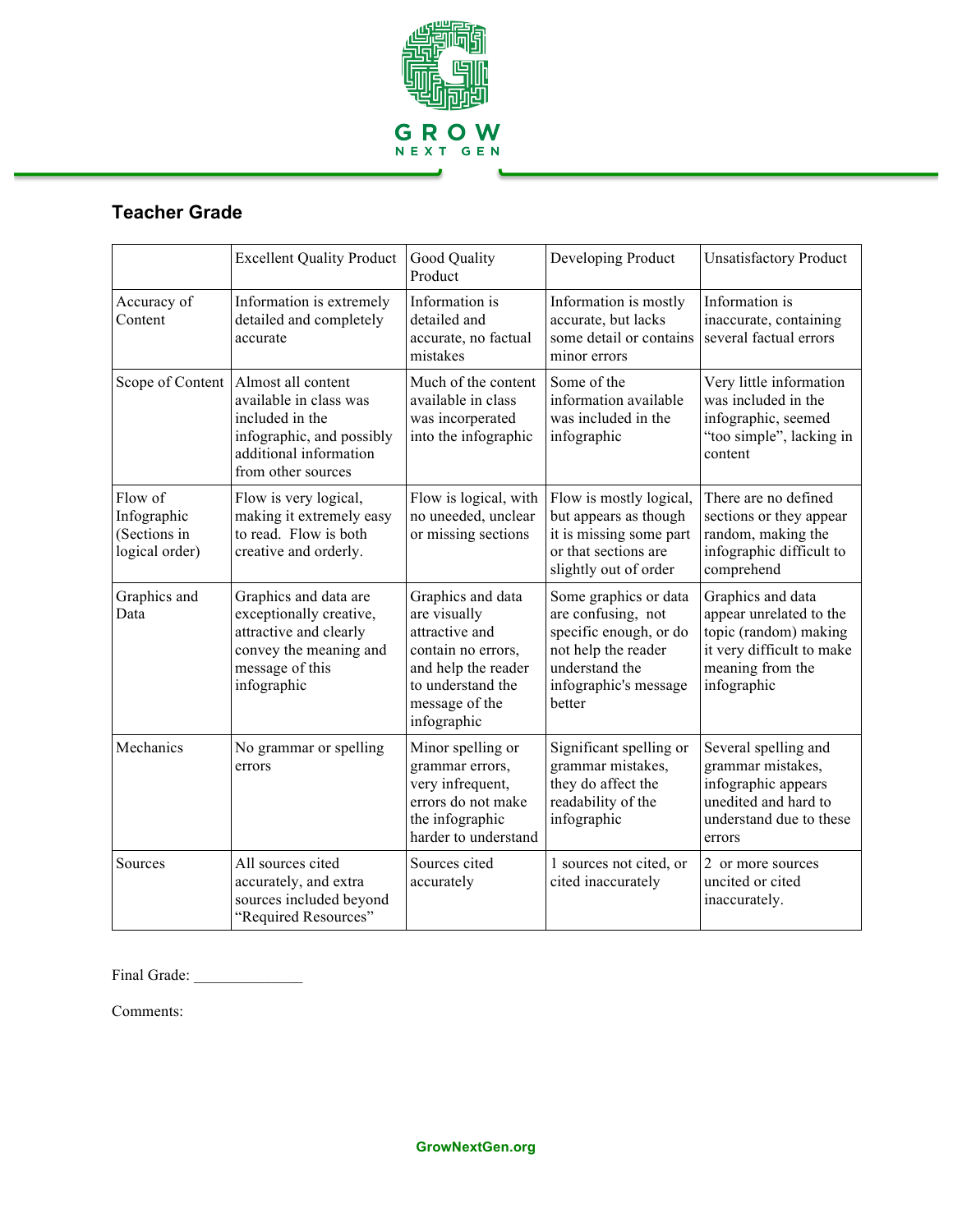## Teacher Grade

| | Excellent Quality Product | Good Quality Product | Developing Product | Unsatisfactory Product |
|---|---|---|---|---|
| Accuracy of Content | Information is extremely detailed and completely accurate | Information is detailed and accurate, no factual mistakes | Information is mostly accurate, but lacks some detail or contains minor errors | Information is inaccurate, containing several factual errors |
| Scope of Content | Almost all content available in class was included in the infographic, and possibly additional information from other sources | Much of the content available in class was incorporated into the infographic | Some of the information available was included in the infographic | Very little information was included in the infographic, seemed "too simple", lacking in content |
| Flow of Infographic (Sections in logical order) | Flow is very logical, making it extremely easy to read. Flow is both creative and orderly. | Flow is logical, with no uneeded, unclear or missing sections | Flow is mostly logical, but appears as though it is missing some part or that sections are slightly out of order | There are no defined sections or they appear random, making the infographic difficult to comprehend |
| Graphics and Data | Graphics and data are exceptionally creative, attractive and clearly convey the meaning and message of this infographic | Graphics and data are visually attractive and contain no errors, and help the reader to understand the message of the infographic | Some graphics or data are confusing, not specific enough, or do not help the reader understand the infographic's message better | Graphics and data appear unrelated to the topic (random) making it very difficult to make meaning from the infographic |
| Mechanics | No grammar or spelling errors | Minor spelling or grammar errors, very infrequent, errors do not make the infographic harder to understand | Significant spelling or grammar mistakes, they do affect the readability of the infographic | Several spelling and grammar mistakes, infographic appears unedited and hard to understand due to these errors |
| Sources | All sources cited accurately, and extra sources included beyond "Required Resources" | Sources cited accurately | 1 sources not cited, or cited inaccurately | 2 or more sources uncited or cited inaccurately. |

Final Grade: _____________

Comments: